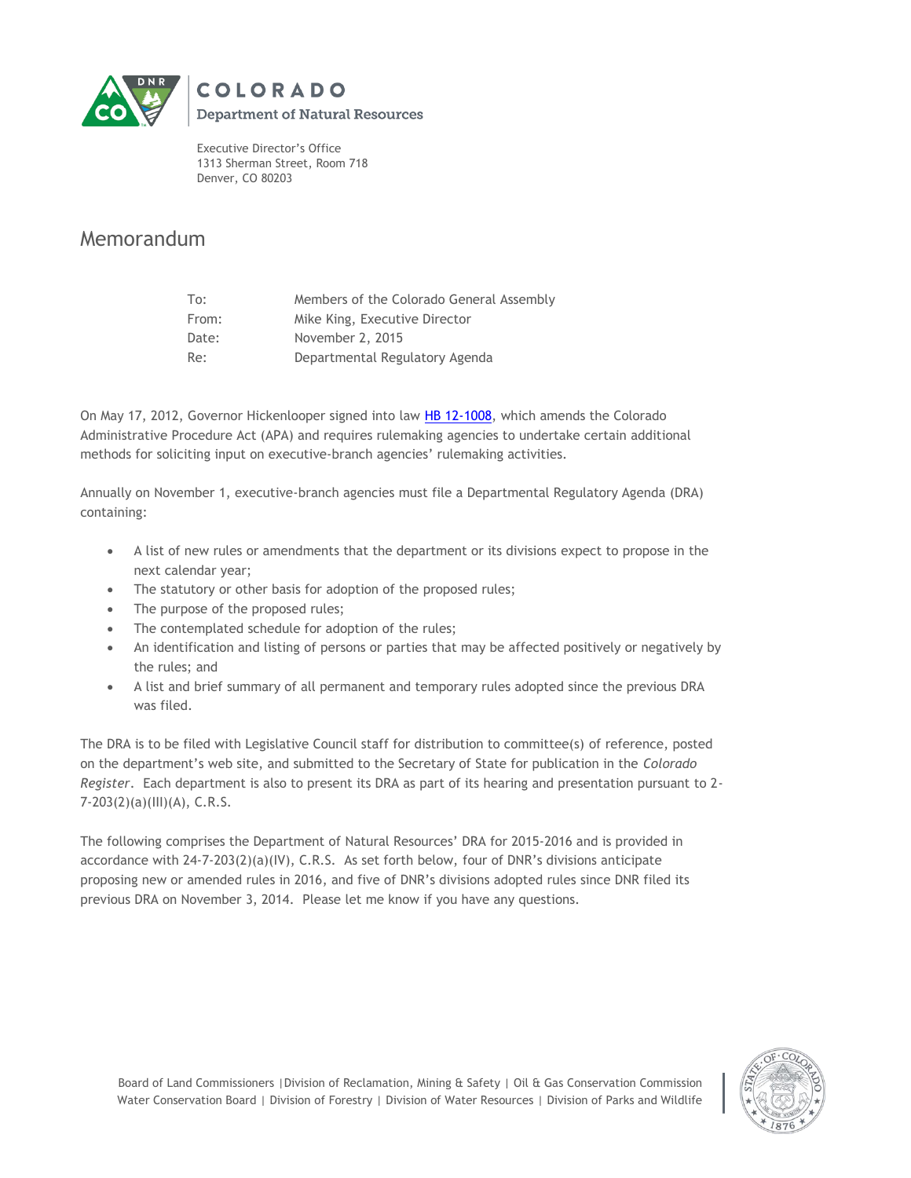COLORADO
Department of Natural Resources

Executive Director's Office
1313 Sherman Street, Room 718
Denver, CO 80203

# Memorandum

| | |
|---|---|
| To: | Members of the Colorado General Assembly |
| From: | Mike King, Executive Director |
| Date: | November 2, 2015 |
| Re: | Departmental Regulatory Agenda |

On May 17, 2012, Governor Hickenlooper signed into law HB 12-1008, which amends the Colorado Administrative Procedure Act (APA) and requires rulemaking agencies to undertake certain additional methods for soliciting input on executive-branch agencies' rulemaking activities.

Annually on November 1, executive-branch agencies must file a Departmental Regulatory Agenda (DRA) containing:

- A list of new rules or amendments that the department or its divisions expect to propose in the next calendar year;
- The statutory or other basis for adoption of the proposed rules;
- The purpose of the proposed rules;
- The contemplated schedule for adoption of the rules;
- An identification and listing of persons or parties that may be affected positively or negatively by the rules; and
- A list and brief summary of all permanent and temporary rules adopted since the previous DRA was filed.

The DRA is to be filed with Legislative Council staff for distribution to committee(s) of reference, posted on the department's web site, and submitted to the Secretary of State for publication in the *Colorado Register*. Each department is also to present its DRA as part of its hearing and presentation pursuant to 2-7-203(2)(a)(III)(A), C.R.S.

The following comprises the Department of Natural Resources' DRA for 2015-2016 and is provided in accordance with 24-7-203(2)(a)(IV), C.R.S. As set forth below, four of DNR's divisions anticipate proposing new or amended rules in 2016, and five of DNR's divisions adopted rules since DNR filed its previous DRA on November 3, 2014. Please let me know if you have any questions.

Board of Land Commissioners | Division of Reclamation, Mining & Safety | Oil & Gas Conservation Commission
Water Conservation Board | Division of Forestry | Division of Water Resources | Division of Parks and Wildlife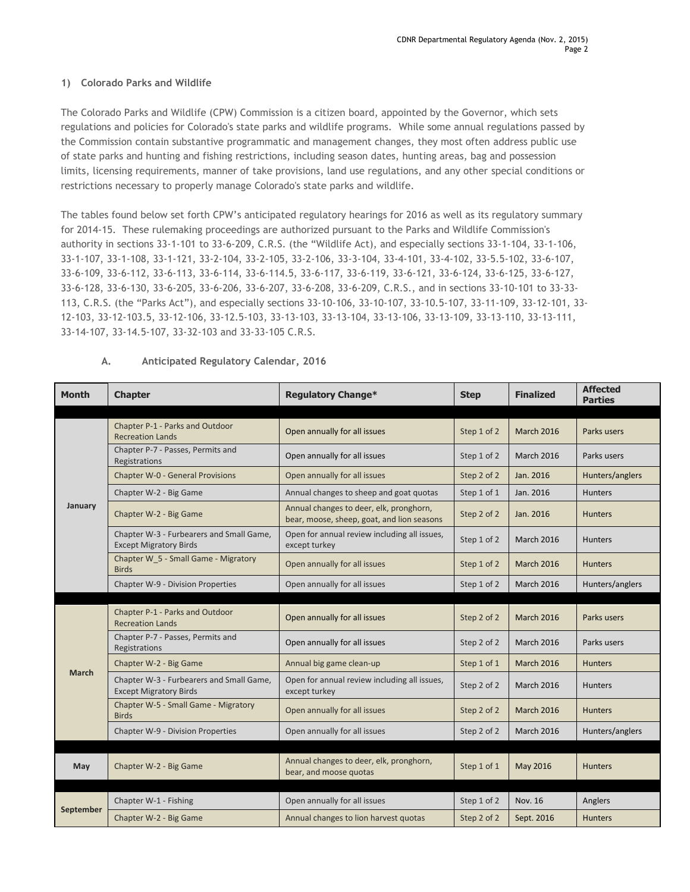## 1) Colorado Parks and Wildlife

The Colorado Parks and Wildlife (CPW) Commission is a citizen board, appointed by the Governor, which sets regulations and policies for Colorado's state parks and wildlife programs. While some annual regulations passed by the Commission contain substantive programmatic and management changes, they most often address public use of state parks and hunting and fishing restrictions, including season dates, hunting areas, bag and possession limits, licensing requirements, manner of take provisions, land use regulations, and any other special conditions or restrictions necessary to properly manage Colorado's state parks and wildlife.

The tables found below set forth CPW's anticipated regulatory hearings for 2016 as well as its regulatory summary for 2014-15. These rulemaking proceedings are authorized pursuant to the Parks and Wildlife Commission's authority in sections 33-1-101 to 33-6-209, C.R.S. (the "Wildlife Act), and especially sections 33-1-104, 33-1-106, 33-1-107, 33-1-108, 33-1-121, 33-2-104, 33-2-105, 33-2-106, 33-3-104, 33-4-101, 33-4-102, 33-5.5-102, 33-6-107, 33-6-109, 33-6-112, 33-6-113, 33-6-114, 33-6-114.5, 33-6-117, 33-6-119, 33-6-121, 33-6-124, 33-6-125, 33-6-127, 33-6-128, 33-6-130, 33-6-205, 33-6-206, 33-6-207, 33-6-208, 33-6-209, C.R.S., and in sections 33-10-101 to 33-33-113, C.R.S. (the "Parks Act"), and especially sections 33-10-106, 33-10-107, 33-10.5-107, 33-11-109, 33-12-101, 33-12-103, 33-12-103.5, 33-12-106, 33-12.5-103, 33-13-103, 33-13-104, 33-13-106, 33-13-109, 33-13-110, 33-13-111, 33-14-107, 33-14.5-107, 33-32-103 and 33-33-105 C.R.S.

### A. Anticipated Regulatory Calendar, 2016

| Month | Chapter | Regulatory Change* | Step | Finalized | Affected Parties |
|---|---|---|---|---|---|
| January | Chapter P-1 - Parks and Outdoor Recreation Lands | Open annually for all issues | Step 1 of 2 | March 2016 | Parks users |
| | Chapter P-7 - Passes, Permits and Registrations | Open annually for all issues | Step 1 of 2 | March 2016 | Parks users |
| | Chapter W-0 - General Provisions | Open annually for all issues | Step 2 of 2 | Jan. 2016 | Hunters/anglers |
| | Chapter W-2 - Big Game | Annual changes to sheep and goat quotas | Step 1 of 1 | Jan. 2016 | Hunters |
| | Chapter W-2 - Big Game | Annual changes to deer, elk, pronghorn, bear, moose, sheep, goat, and lion seasons | Step 2 of 2 | Jan. 2016 | Hunters |
| | Chapter W-3 - Furbearers and Small Game, Except Migratory Birds | Open for annual review including all issues, except turkey | Step 1 of 2 | March 2016 | Hunters |
| | Chapter W_5 - Small Game - Migratory Birds | Open annually for all issues | Step 1 of 2 | March 2016 | Hunters |
| | Chapter W-9 - Division Properties | Open annually for all issues | Step 1 of 2 | March 2016 | Hunters/anglers |
| March | Chapter P-1 - Parks and Outdoor Recreation Lands | Open annually for all issues | Step 2 of 2 | March 2016 | Parks users |
| | Chapter P-7 - Passes, Permits and Registrations | Open annually for all issues | Step 2 of 2 | March 2016 | Parks users |
| | Chapter W-2 - Big Game | Annual big game clean-up | Step 1 of 1 | March 2016 | Hunters |
| | Chapter W-3 - Furbearers and Small Game, Except Migratory Birds | Open for annual review including all issues, except turkey | Step 2 of 2 | March 2016 | Hunters |
| | Chapter W-5 - Small Game - Migratory Birds | Open annually for all issues | Step 2 of 2 | March 2016 | Hunters |
| | Chapter W-9 - Division Properties | Open annually for all issues | Step 2 of 2 | March 2016 | Hunters/anglers |
| May | Chapter W-2 - Big Game | Annual changes to deer, elk, pronghorn, bear, and moose quotas | Step 1 of 1 | May 2016 | Hunters |
| September | Chapter W-1 - Fishing | Open annually for all issues | Step 1 of 2 | Nov. 16 | Anglers |
| | Chapter W-2 - Big Game | Annual changes to lion harvest quotas | Step 2 of 2 | Sept. 2016 | Hunters |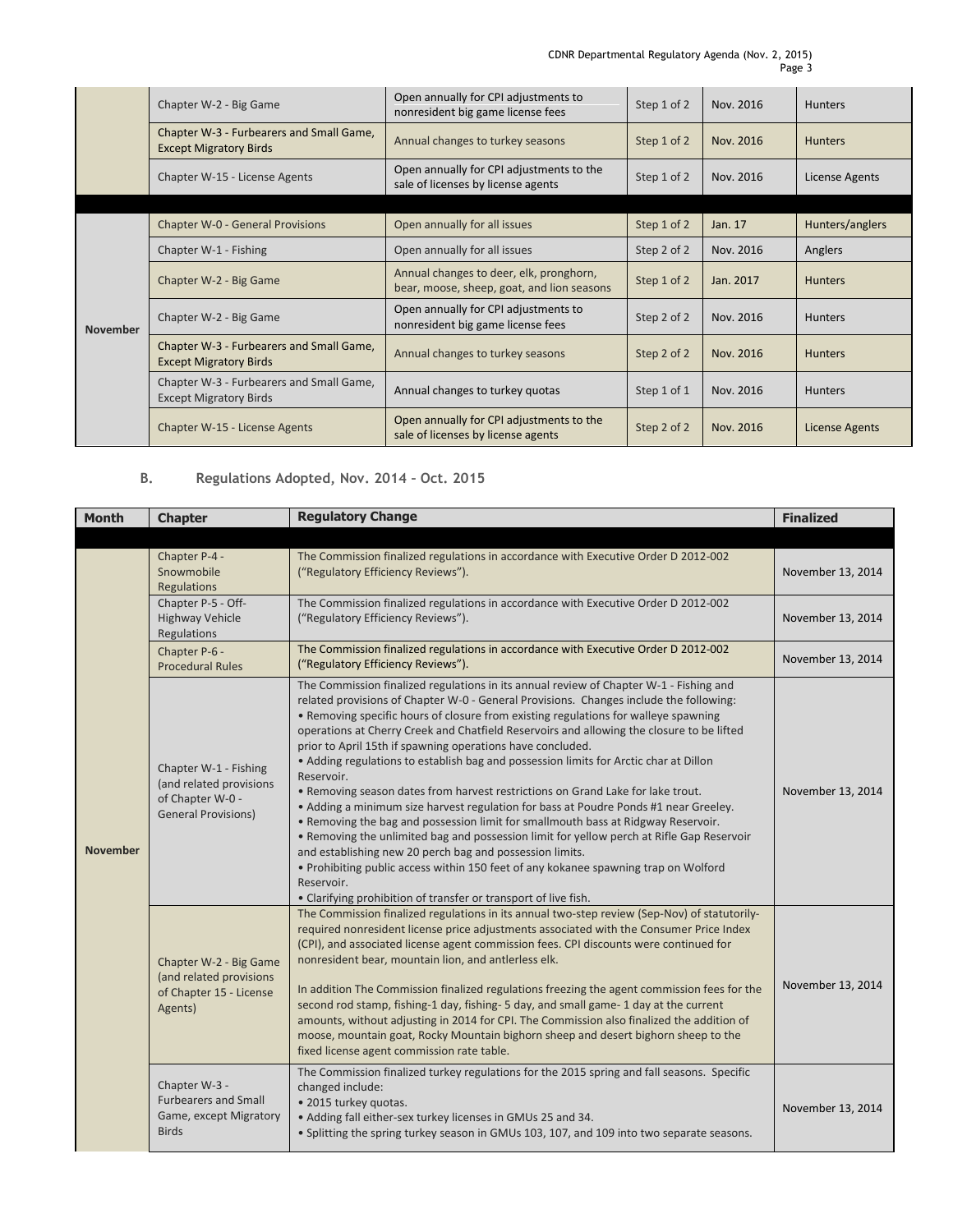| | | | | | |
|---|---|---|---|---|---|
| | Chapter W-2 - Big Game | Open annually for CPI adjustments to nonresident big game license fees | Step 1 of 2 | Nov. 2016 | Hunters |
| | Chapter W-3 - Furbearers and Small Game, Except Migratory Birds | Annual changes to turkey seasons | Step 1 of 2 | Nov. 2016 | Hunters |
| | Chapter W-15 - License Agents | Open annually for CPI adjustments to the sale of licenses by license agents | Step 1 of 2 | Nov. 2016 | License Agents |
| | | | | | |
| November | Chapter W-0 - General Provisions | Open annually for all issues | Step 1 of 2 | Jan. 17 | Hunters/anglers |
| | Chapter W-1 - Fishing | Open annually for all issues | Step 2 of 2 | Nov. 2016 | Anglers |
| | Chapter W-2 - Big Game | Annual changes to deer, elk, pronghorn, bear, moose, sheep, goat, and lion seasons | Step 1 of 2 | Jan. 2017 | Hunters |
| | Chapter W-2 - Big Game | Open annually for CPI adjustments to nonresident big game license fees | Step 2 of 2 | Nov. 2016 | Hunters |
| | Chapter W-3 - Furbearers and Small Game, Except Migratory Birds | Annual changes to turkey seasons | Step 2 of 2 | Nov. 2016 | Hunters |
| | Chapter W-3 - Furbearers and Small Game, Except Migratory Birds | Annual changes to turkey quotas | Step 1 of 1 | Nov. 2016 | Hunters |
| | Chapter W-15 - License Agents | Open annually for CPI adjustments to the sale of licenses by license agents | Step 2 of 2 | Nov. 2016 | License Agents |

## B. Regulations Adopted, Nov. 2014 – Oct. 2015

| Month | Chapter | Regulatory Change | Finalized |
|---|---|---|---|
| | | | |
| November | Chapter P-4 - Snowmobile Regulations | The Commission finalized regulations in accordance with Executive Order D 2012-002 ("Regulatory Efficiency Reviews"). | November 13, 2014 |
| | Chapter P-5 - Off-Highway Vehicle Regulations | The Commission finalized regulations in accordance with Executive Order D 2012-002 ("Regulatory Efficiency Reviews"). | November 13, 2014 |
| | Chapter P-6 - Procedural Rules | The Commission finalized regulations in accordance with Executive Order D 2012-002 ("Regulatory Efficiency Reviews"). | November 13, 2014 |
| | Chapter W-1 - Fishing (and related provisions of Chapter W-0 - General Provisions) | The Commission finalized regulations in its annual review of Chapter W-1 - Fishing and related provisions of Chapter W-0 - General Provisions. Changes include the following:<br>• Removing specific hours of closure from existing regulations for walleye spawning operations at Cherry Creek and Chatfield Reservoirs and allowing the closure to be lifted prior to April 15th if spawning operations have concluded.<br>• Adding regulations to establish bag and possession limits for Arctic char at Dillon Reservoir.<br>• Removing season dates from harvest restrictions on Grand Lake for lake trout.<br>• Adding a minimum size harvest regulation for bass at Poudre Ponds #1 near Greeley.<br>• Removing the bag and possession limit for smallmouth bass at Ridgway Reservoir.<br>• Removing the unlimited bag and possession limit for yellow perch at Rifle Gap Reservoir and establishing new 20 perch bag and possession limits.<br>• Prohibiting public access within 150 feet of any kokanee spawning trap on Wolford Reservoir.<br>• Clarifying prohibition of transfer or transport of live fish. | November 13, 2014 |
| | Chapter W-2 - Big Game (and related provisions of Chapter 15 - License Agents) | The Commission finalized regulations in its annual two-step review (Sep-Nov) of statutorily-required nonresident license price adjustments associated with the Consumer Price Index (CPI), and associated license agent commission fees. CPI discounts were continued for nonresident bear, mountain lion, and antlerless elk.<br><br>In addition The Commission finalized regulations freezing the agent commission fees for the second rod stamp, fishing-1 day, fishing- 5 day, and small game- 1 day at the current amounts, without adjusting in 2014 for CPI. The Commission also finalized the addition of moose, mountain goat, Rocky Mountain bighorn sheep and desert bighorn sheep to the fixed license agent commission rate table. | November 13, 2014 |
| | Chapter W-3 - Furbearers and Small Game, except Migratory Birds | The Commission finalized turkey regulations for the 2015 spring and fall seasons. Specific changed include:<br>• 2015 turkey quotas.<br>• Adding fall either-sex turkey licenses in GMUs 25 and 34.<br>• Splitting the spring turkey season in GMUs 103, 107, and 109 into two separate seasons. | November 13, 2014 |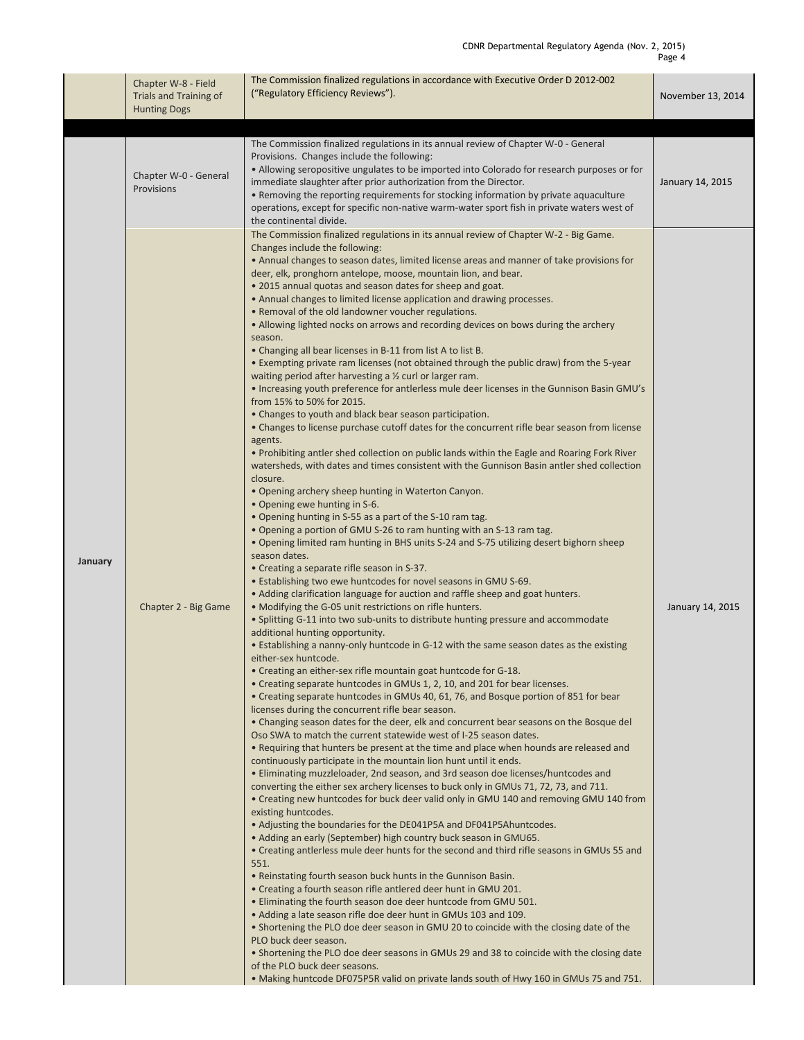| | | | |
|---|---|---|---|
| | Chapter W-8 - Field Trials and Training of Hunting Dogs | The Commission finalized regulations in accordance with Executive Order D 2012-002 ("Regulatory Efficiency Reviews"). | November 13, 2014 |
| | | | |
| January | Chapter W-0 - General Provisions | The Commission finalized regulations in its annual review of Chapter W-0 - General Provisions. Changes include the following:<br>• Allowing seropositive ungulates to be imported into Colorado for research purposes or for immediate slaughter after prior authorization from the Director.<br>• Removing the reporting requirements for stocking information by private aquaculture operations, except for specific non-native warm-water sport fish in private waters west of the continental divide. | January 14, 2015 |
| | Chapter 2 - Big Game | The Commission finalized regulations in its annual review of Chapter W-2 - Big Game. Changes include the following:<br>• Annual changes to season dates, limited license areas and manner of take provisions for deer, elk, pronghorn antelope, moose, mountain lion, and bear.<br>• 2015 annual quotas and season dates for sheep and goat.<br>• Annual changes to limited license application and drawing processes.<br>• Removal of the old landowner voucher regulations.<br>• Allowing lighted nocks on arrows and recording devices on bows during the archery season.<br>• Changing all bear licenses in B-11 from list A to list B.<br>• Exempting private ram licenses (not obtained through the public draw) from the 5-year waiting period after harvesting a ½ curl or larger ram.<br>• Increasing youth preference for antlerless mule deer licenses in the Gunnison Basin GMU's from 15% to 50% for 2015.<br>• Changes to youth and black bear season participation.<br>• Changes to license purchase cutoff dates for the concurrent rifle bear season from license agents.<br>• Prohibiting antler shed collection on public lands within the Eagle and Roaring Fork River watersheds, with dates and times consistent with the Gunnison Basin antler shed collection closure.<br>• Opening archery sheep hunting in Waterton Canyon.<br>• Opening ewe hunting in S-6.<br>• Opening hunting in S-55 as a part of the S-10 ram tag.<br>• Opening a portion of GMU S-26 to ram hunting with an S-13 ram tag.<br>• Opening limited ram hunting in BHS units S-24 and S-75 utilizing desert bighorn sheep season dates.<br>• Creating a separate rifle season in S-37.<br>• Establishing two ewe huntcodes for novel seasons in GMU S-69.<br>• Adding clarification language for auction and raffle sheep and goat hunters.<br>• Modifying the G-05 unit restrictions on rifle hunters.<br>• Splitting G-11 into two sub-units to distribute hunting pressure and accommodate additional hunting opportunity.<br>• Establishing a nanny-only huntcode in G-12 with the same season dates as the existing either-sex huntcode.<br>• Creating an either-sex rifle mountain goat huntcode for G-18.<br>• Creating separate huntcodes in GMUs 1, 2, 10, and 201 for bear licenses.<br>• Creating separate huntcodes in GMUs 40, 61, 76, and Bosque portion of 851 for bear licenses during the concurrent rifle bear season.<br>• Changing season dates for the deer, elk and concurrent bear seasons on the Bosque del Oso SWA to match the current statewide west of I-25 season dates.<br>• Requiring that hunters be present at the time and place when hounds are released and continuously participate in the mountain lion hunt until it ends.<br>• Eliminating muzzleloader, 2nd season, and 3rd season doe licenses/huntcodes and converting the either sex archery licenses to buck only in GMUs 71, 72, 73, and 711.<br>• Creating new huntcodes for buck deer valid only in GMU 140 and removing GMU 140 from existing huntcodes.<br>• Adjusting the boundaries for the DE041P5A and DF041P5Ahuntcodes.<br>• Adding an early (September) high country buck season in GMU65.<br>• Creating antlerless mule deer hunts for the second and third rifle seasons in GMUs 55 and 551.<br>• Reinstating fourth season buck hunts in the Gunnison Basin.<br>• Creating a fourth season rifle antlered deer hunt in GMU 201.<br>• Eliminating the fourth season doe deer huntcode from GMU 501.<br>• Adding a late season rifle doe deer hunt in GMUs 103 and 109.<br>• Shortening the PLO doe deer season in GMU 20 to coincide with the closing date of the PLO buck deer season.<br>• Shortening the PLO doe deer seasons in GMUs 29 and 38 to coincide with the closing date of the PLO buck deer seasons.<br>• Making huntcode DF075P5R valid on private lands south of Hwy 160 in GMUs 75 and 751. | January 14, 2015 |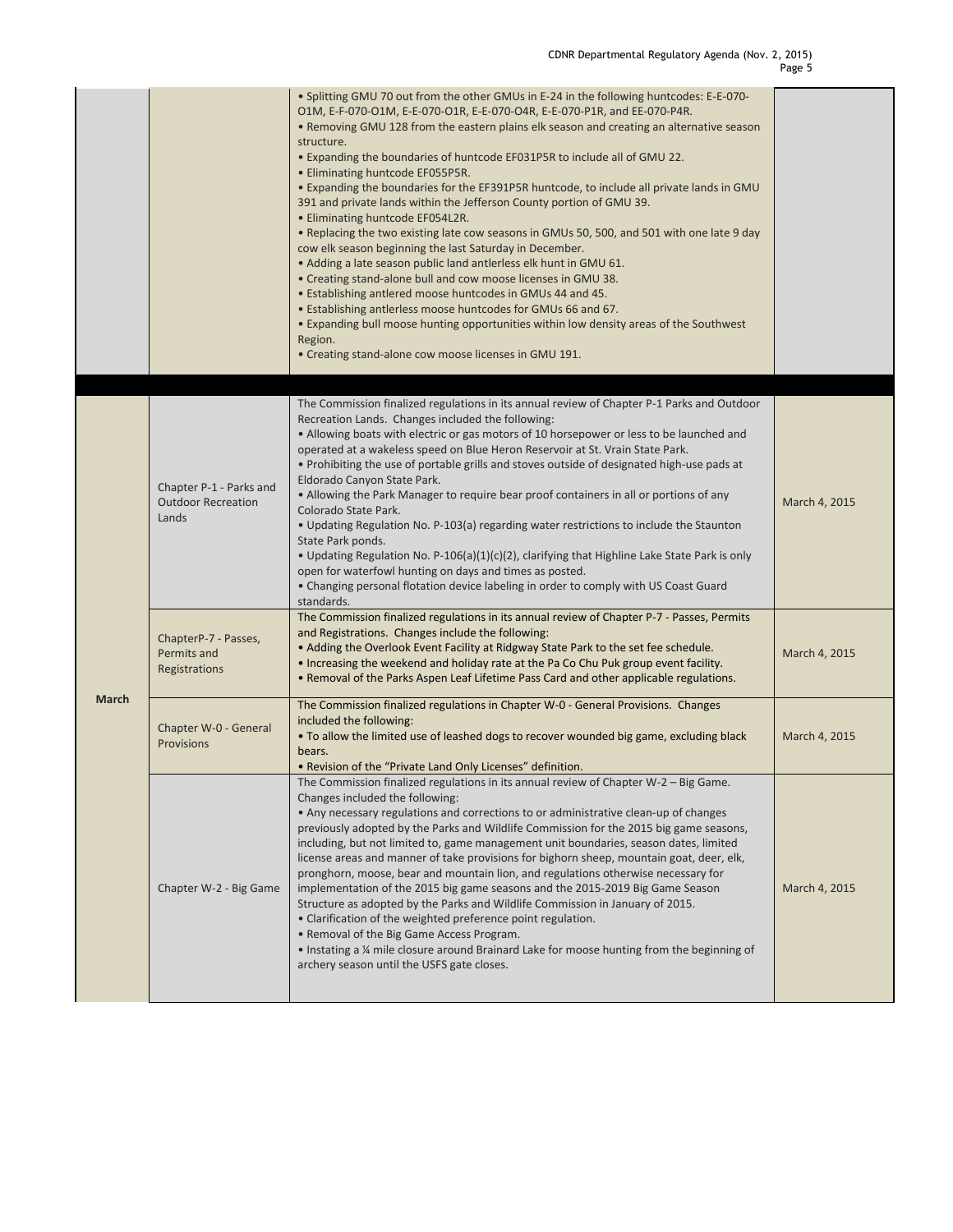| | | | |
|---|---|---|---|
| | | • Splitting GMU 70 out from the other GMUs in E-24 in the following huntcodes: E-E-070-O1M, E-F-070-O1M, E-E-070-O1R, E-E-070-O4R, E-E-070-P1R, and EE-070-P4R.<br>• Removing GMU 128 from the eastern plains elk season and creating an alternative season structure.<br>• Expanding the boundaries of huntcode EF031P5R to include all of GMU 22.<br>• Eliminating huntcode EF055P5R.<br>• Expanding the boundaries for the EF391P5R huntcode, to include all private lands in GMU 391 and private lands within the Jefferson County portion of GMU 39.<br>• Eliminating huntcode EF054L2R.<br>• Replacing the two existing late cow seasons in GMUs 50, 500, and 501 with one late 9 day cow elk season beginning the last Saturday in December.<br>• Adding a late season public land antlerless elk hunt in GMU 61.<br>• Creating stand-alone bull and cow moose licenses in GMU 38.<br>• Establishing antlered moose huntcodes in GMUs 44 and 45.<br>• Establishing antlerless moose huntcodes for GMUs 66 and 67.<br>• Expanding bull moose hunting opportunities within low density areas of the Southwest Region.<br>• Creating stand-alone cow moose licenses in GMU 191. | |
| **March** | Chapter P-1 - Parks and Outdoor Recreation Lands | The Commission finalized regulations in its annual review of Chapter P-1 Parks and Outdoor Recreation Lands. Changes included the following:<br>• Allowing boats with electric or gas motors of 10 horsepower or less to be launched and operated at a wakeless speed on Blue Heron Reservoir at St. Vrain State Park.<br>• Prohibiting the use of portable grills and stoves outside of designated high-use pads at Eldorado Canyon State Park.<br>• Allowing the Park Manager to require bear proof containers in all or portions of any Colorado State Park.<br>• Updating Regulation No. P-103(a) regarding water restrictions to include the Staunton State Park ponds.<br>• Updating Regulation No. P-106(a)(1)(c)(2), clarifying that Highline Lake State Park is only open for waterfowl hunting on days and times as posted.<br>• Changing personal flotation device labeling in order to comply with US Coast Guard standards. | March 4, 2015 |
| | ChapterP-7 - Passes, Permits and Registrations | The Commission finalized regulations in its annual review of Chapter P-7 - Passes, Permits and Registrations. Changes include the following:<br>• Adding the Overlook Event Facility at Ridgway State Park to the set fee schedule.<br>• Increasing the weekend and holiday rate at the Pa Co Chu Puk group event facility.<br>• Removal of the Parks Aspen Leaf Lifetime Pass Card and other applicable regulations. | March 4, 2015 |
| | Chapter W-0 - General Provisions | The Commission finalized regulations in Chapter W-0 - General Provisions. Changes included the following:<br>• To allow the limited use of leashed dogs to recover wounded big game, excluding black bears.<br>• Revision of the "Private Land Only Licenses" definition. | March 4, 2015 |
| | Chapter W-2 - Big Game | The Commission finalized regulations in its annual review of Chapter W-2 – Big Game. Changes included the following:<br>• Any necessary regulations and corrections to or administrative clean-up of changes previously adopted by the Parks and Wildlife Commission for the 2015 big game seasons, including, but not limited to, game management unit boundaries, season dates, limited license areas and manner of take provisions for bighorn sheep, mountain goat, deer, elk, pronghorn, moose, bear and mountain lion, and regulations otherwise necessary for implementation of the 2015 big game seasons and the 2015-2019 Big Game Season Structure as adopted by the Parks and Wildlife Commission in January of 2015.<br>• Clarification of the weighted preference point regulation.<br>• Removal of the Big Game Access Program.<br>• Instating a ¼ mile closure around Brainard Lake for moose hunting from the beginning of archery season until the USFS gate closes. | March 4, 2015 |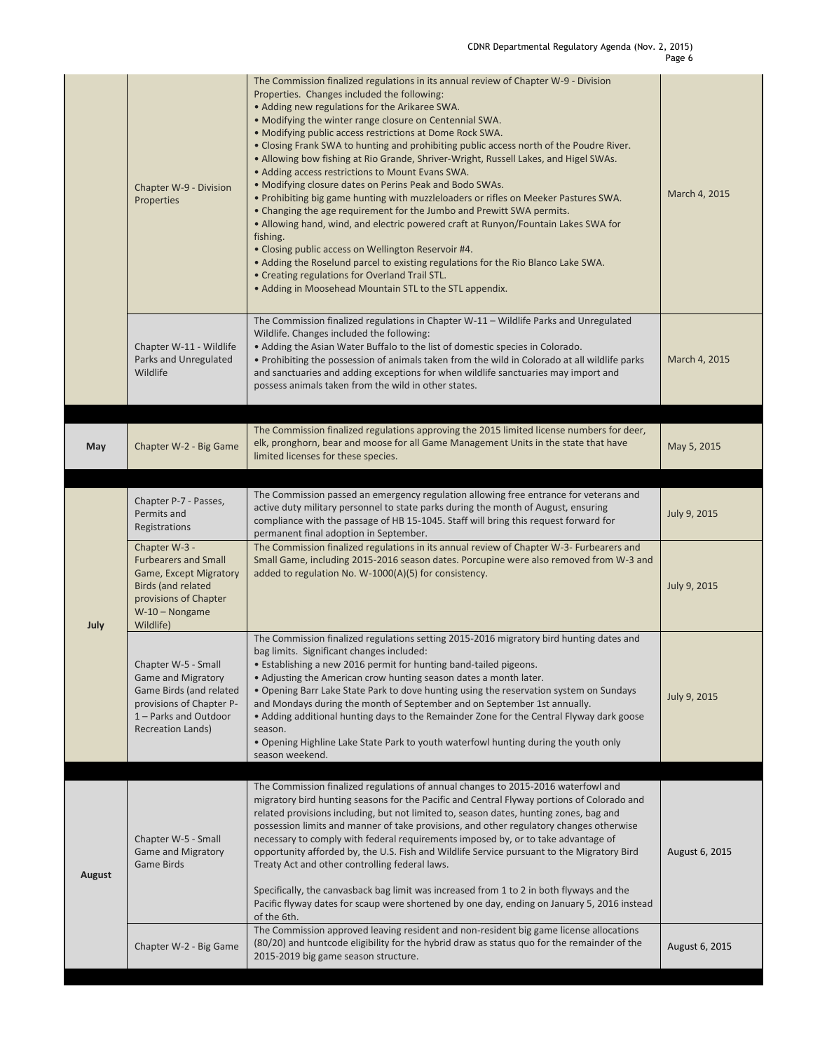| | | | |
|---|---|---|---|
| | Chapter W-9 - Division Properties | The Commission finalized regulations in its annual review of Chapter W-9 - Division Properties. Changes included the following:<br>• Adding new regulations for the Arikaree SWA.<br>• Modifying the winter range closure on Centennial SWA.<br>• Modifying public access restrictions at Dome Rock SWA.<br>• Closing Frank SWA to hunting and prohibiting public access north of the Poudre River.<br>• Allowing bow fishing at Rio Grande, Shriver-Wright, Russell Lakes, and Higel SWAs.<br>• Adding access restrictions to Mount Evans SWA.<br>• Modifying closure dates on Perins Peak and Bodo SWAs.<br>• Prohibiting big game hunting with muzzleloaders or rifles on Meeker Pastures SWA.<br>• Changing the age requirement for the Jumbo and Prewitt SWA permits.<br>• Allowing hand, wind, and electric powered craft at Runyon/Fountain Lakes SWA for fishing.<br>• Closing public access on Wellington Reservoir #4.<br>• Adding the Roselund parcel to existing regulations for the Rio Blanco Lake SWA.<br>• Creating regulations for Overland Trail STL.<br>• Adding in Moosehead Mountain STL to the STL appendix. | March 4, 2015 |
| | Chapter W-11 - Wildlife Parks and Unregulated Wildlife | The Commission finalized regulations in Chapter W-11 – Wildlife Parks and Unregulated Wildlife. Changes included the following:<br>• Adding the Asian Water Buffalo to the list of domestic species in Colorado.<br>• Prohibiting the possession of animals taken from the wild in Colorado at all wildlife parks and sanctuaries and adding exceptions for when wildlife sanctuaries may import and possess animals taken from the wild in other states. | March 4, 2015 |
| **May** | Chapter W-2 - Big Game | The Commission finalized regulations approving the 2015 limited license numbers for deer, elk, pronghorn, bear and moose for all Game Management Units in the state that have limited licenses for these species. | May 5, 2015 |
| **July** | Chapter P-7 - Passes, Permits and Registrations | The Commission passed an emergency regulation allowing free entrance for veterans and active duty military personnel to state parks during the month of August, ensuring compliance with the passage of HB 15-1045. Staff will bring this request forward for permanent final adoption in September. | July 9, 2015 |
| | Chapter W-3 - Furbearers and Small Game, Except Migratory Birds (and related provisions of Chapter W-10 – Nongame Wildlife) | The Commission finalized regulations in its annual review of Chapter W-3- Furbearers and Small Game, including 2015-2016 season dates. Porcupine were also removed from W-3 and added to regulation No. W-1000(A)(5) for consistency. | July 9, 2015 |
| | Chapter W-5 - Small Game and Migratory Game Birds (and related provisions of Chapter P-1 – Parks and Outdoor Recreation Lands) | The Commission finalized regulations setting 2015-2016 migratory bird hunting dates and bag limits. Significant changes included:<br>• Establishing a new 2016 permit for hunting band-tailed pigeons.<br>• Adjusting the American crow hunting season dates a month later.<br>• Opening Barr Lake State Park to dove hunting using the reservation system on Sundays and Mondays during the month of September and on September 1st annually.<br>• Adding additional hunting days to the Remainder Zone for the Central Flyway dark goose season.<br>• Opening Highline Lake State Park to youth waterfowl hunting during the youth only season weekend. | July 9, 2015 |
| **August** | Chapter W-5 - Small Game and Migratory Game Birds | The Commission finalized regulations of annual changes to 2015-2016 waterfowl and migratory bird hunting seasons for the Pacific and Central Flyway portions of Colorado and related provisions including, but not limited to, season dates, hunting zones, bag and possession limits and manner of take provisions, and other regulatory changes otherwise necessary to comply with federal requirements imposed by, or to take advantage of opportunity afforded by, the U.S. Fish and Wildlife Service pursuant to the Migratory Bird Treaty Act and other controlling federal laws.<br><br>Specifically, the canvasback bag limit was increased from 1 to 2 in both flyways and the Pacific flyway dates for scaup were shortened by one day, ending on January 5, 2016 instead of the 6th. | August 6, 2015 |
| | Chapter W-2 - Big Game | The Commission approved leaving resident and non-resident big game license allocations (80/20) and huntcode eligibility for the hybrid draw as status quo for the remainder of the 2015-2019 big game season structure. | August 6, 2015 |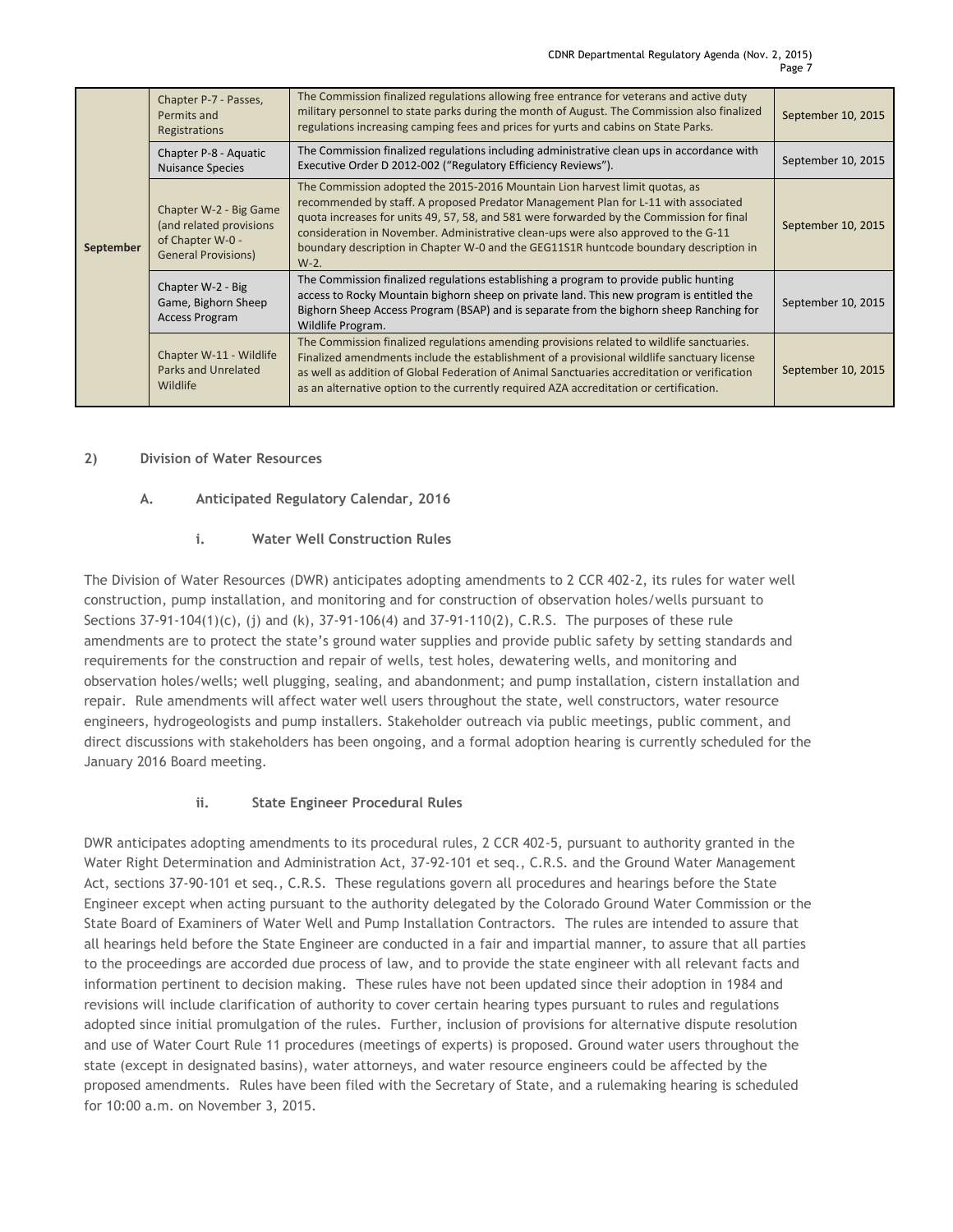| | | | |
|---|---|---|---|
| September | Chapter P-7 - Passes, Permits and Registrations | The Commission finalized regulations allowing free entrance for veterans and active duty military personnel to state parks during the month of August. The Commission also finalized regulations increasing camping fees and prices for yurts and cabins on State Parks. | September 10, 2015 |
| | Chapter P-8 - Aquatic Nuisance Species | The Commission finalized regulations including administrative clean ups in accordance with Executive Order D 2012-002 ("Regulatory Efficiency Reviews"). | September 10, 2015 |
| | Chapter W-2 - Big Game (and related provisions of Chapter W-0 - General Provisions) | The Commission adopted the 2015-2016 Mountain Lion harvest limit quotas, as recommended by staff. A proposed Predator Management Plan for L-11 with associated quota increases for units 49, 57, 58, and 581 were forwarded by the Commission for final consideration in November. Administrative clean-ups were also approved to the G-11 boundary description in Chapter W-0 and the GEG11S1R huntcode boundary description in W-2. | September 10, 2015 |
| | Chapter W-2 - Big Game, Bighorn Sheep Access Program | The Commission finalized regulations establishing a program to provide public hunting access to Rocky Mountain bighorn sheep on private land. This new program is entitled the Bighorn Sheep Access Program (BSAP) and is separate from the bighorn sheep Ranching for Wildlife Program. | September 10, 2015 |
| | Chapter W-11 - Wildlife Parks and Unrelated Wildlife | The Commission finalized regulations amending provisions related to wildlife sanctuaries. Finalized amendments include the establishment of a provisional wildlife sanctuary license as well as addition of Global Federation of Animal Sanctuaries accreditation or verification as an alternative option to the currently required AZA accreditation or certification. | September 10, 2015 |

## 2) Division of Water Resources

### A. Anticipated Regulatory Calendar, 2016

#### i. Water Well Construction Rules

The Division of Water Resources (DWR) anticipates adopting amendments to 2 CCR 402-2, its rules for water well construction, pump installation, and monitoring and for construction of observation holes/wells pursuant to Sections 37-91-104(1)(c), (j) and (k), 37-91-106(4) and 37-91-110(2), C.R.S. The purposes of these rule amendments are to protect the state's ground water supplies and provide public safety by setting standards and requirements for the construction and repair of wells, test holes, dewatering wells, and monitoring and observation holes/wells; well plugging, sealing, and abandonment; and pump installation, cistern installation and repair. Rule amendments will affect water well users throughout the state, well constructors, water resource engineers, hydrogeologists and pump installers. Stakeholder outreach via public meetings, public comment, and direct discussions with stakeholders has been ongoing, and a formal adoption hearing is currently scheduled for the January 2016 Board meeting.

#### ii. State Engineer Procedural Rules

DWR anticipates adopting amendments to its procedural rules, 2 CCR 402-5, pursuant to authority granted in the Water Right Determination and Administration Act, 37-92-101 et seq., C.R.S. and the Ground Water Management Act, sections 37-90-101 et seq., C.R.S. These regulations govern all procedures and hearings before the State Engineer except when acting pursuant to the authority delegated by the Colorado Ground Water Commission or the State Board of Examiners of Water Well and Pump Installation Contractors. The rules are intended to assure that all hearings held before the State Engineer are conducted in a fair and impartial manner, to assure that all parties to the proceedings are accorded due process of law, and to provide the state engineer with all relevant facts and information pertinent to decision making. These rules have not been updated since their adoption in 1984 and revisions will include clarification of authority to cover certain hearing types pursuant to rules and regulations adopted since initial promulgation of the rules. Further, inclusion of provisions for alternative dispute resolution and use of Water Court Rule 11 procedures (meetings of experts) is proposed. Ground water users throughout the state (except in designated basins), water attorneys, and water resource engineers could be affected by the proposed amendments. Rules have been filed with the Secretary of State, and a rulemaking hearing is scheduled for 10:00 a.m. on November 3, 2015.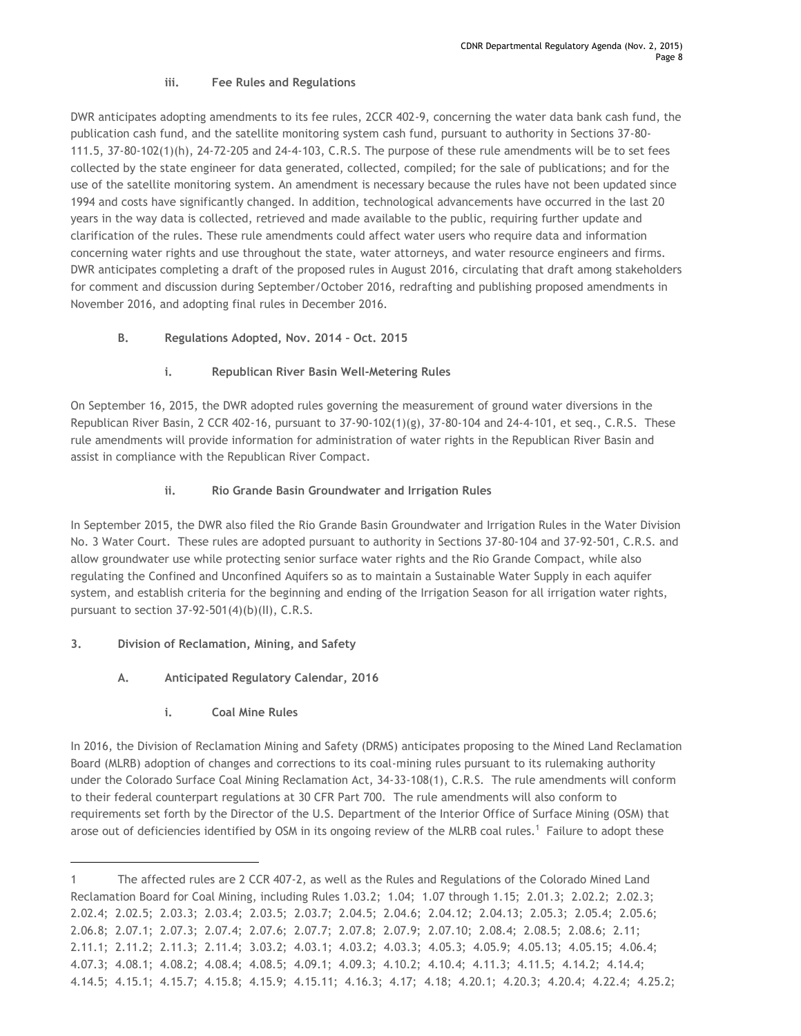#### iii. Fee Rules and Regulations

DWR anticipates adopting amendments to its fee rules, 2CCR 402-9, concerning the water data bank cash fund, the publication cash fund, and the satellite monitoring system cash fund, pursuant to authority in Sections 37-80-111.5, 37-80-102(1)(h), 24-72-205 and 24-4-103, C.R.S. The purpose of these rule amendments will be to set fees collected by the state engineer for data generated, collected, compiled; for the sale of publications; and for the use of the satellite monitoring system. An amendment is necessary because the rules have not been updated since 1994 and costs have significantly changed. In addition, technological advancements have occurred in the last 20 years in the way data is collected, retrieved and made available to the public, requiring further update and clarification of the rules. These rule amendments could affect water users who require data and information concerning water rights and use throughout the state, water attorneys, and water resource engineers and firms. DWR anticipates completing a draft of the proposed rules in August 2016, circulating that draft among stakeholders for comment and discussion during September/October 2016, redrafting and publishing proposed amendments in November 2016, and adopting final rules in December 2016.

### B. Regulations Adopted, Nov. 2014 – Oct. 2015

#### i. Republican River Basin Well-Metering Rules

On September 16, 2015, the DWR adopted rules governing the measurement of ground water diversions in the Republican River Basin, 2 CCR 402-16, pursuant to 37-90-102(1)(g), 37-80-104 and 24-4-101, et seq., C.R.S. These rule amendments will provide information for administration of water rights in the Republican River Basin and assist in compliance with the Republican River Compact.

#### ii. Rio Grande Basin Groundwater and Irrigation Rules

In September 2015, the DWR also filed the Rio Grande Basin Groundwater and Irrigation Rules in the Water Division No. 3 Water Court. These rules are adopted pursuant to authority in Sections 37-80-104 and 37-92-501, C.R.S. and allow groundwater use while protecting senior surface water rights and the Rio Grande Compact, while also regulating the Confined and Unconfined Aquifers so as to maintain a Sustainable Water Supply in each aquifer system, and establish criteria for the beginning and ending of the Irrigation Season for all irrigation water rights, pursuant to section 37-92-501(4)(b)(II), C.R.S.

## 3. Division of Reclamation, Mining, and Safety

### A. Anticipated Regulatory Calendar, 2016

#### i. Coal Mine Rules

In 2016, the Division of Reclamation Mining and Safety (DRMS) anticipates proposing to the Mined Land Reclamation Board (MLRB) adoption of changes and corrections to its coal-mining rules pursuant to its rulemaking authority under the Colorado Surface Coal Mining Reclamation Act, 34-33-108(1), C.R.S. The rule amendments will conform to their federal counterpart regulations at 30 CFR Part 700. The rule amendments will also conform to requirements set forth by the Director of the U.S. Department of the Interior Office of Surface Mining (OSM) that arose out of deficiencies identified by OSM in its ongoing review of the MLRB coal rules.[1] Failure to adopt these

---

1 The affected rules are 2 CCR 407-2, as well as the Rules and Regulations of the Colorado Mined Land Reclamation Board for Coal Mining, including Rules 1.03.2; 1.04; 1.07 through 1.15; 2.01.3; 2.02.2; 2.02.3; 2.02.4; 2.02.5; 2.03.3; 2.03.4; 2.03.5; 2.03.7; 2.04.5; 2.04.6; 2.04.12; 2.04.13; 2.05.3; 2.05.4; 2.05.6; 2.06.8; 2.07.1; 2.07.3; 2.07.4; 2.07.6; 2.07.7; 2.07.8; 2.07.9; 2.07.10; 2.08.4; 2.08.5; 2.08.6; 2.11; 2.11.1; 2.11.2; 2.11.3; 2.11.4; 3.03.2; 4.03.1; 4.03.2; 4.03.3; 4.05.3; 4.05.9; 4.05.13; 4.05.15; 4.06.4; 4.07.3; 4.08.1; 4.08.2; 4.08.4; 4.08.5; 4.09.1; 4.09.3; 4.10.2; 4.10.4; 4.11.3; 4.11.5; 4.14.2; 4.14.4; 4.14.5; 4.15.1; 4.15.7; 4.15.8; 4.15.9; 4.15.11; 4.16.3; 4.17; 4.18; 4.20.1; 4.20.3; 4.20.4; 4.22.4; 4.25.2;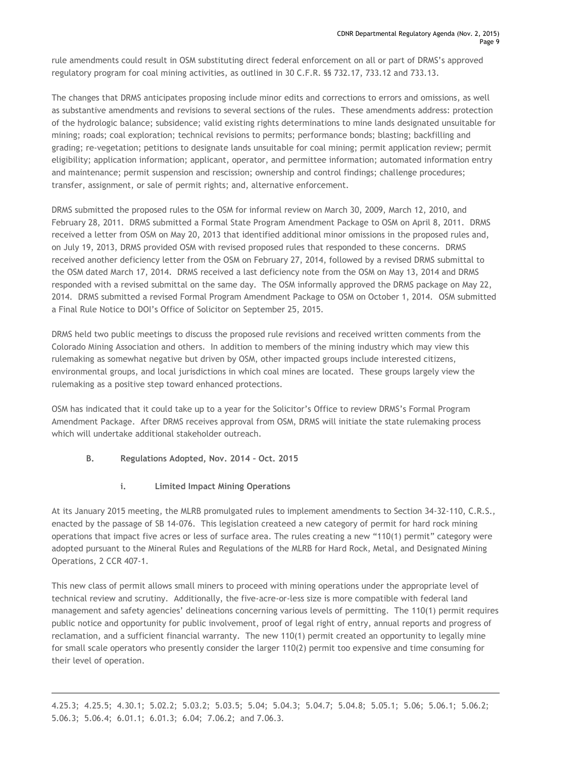rule amendments could result in OSM substituting direct federal enforcement on all or part of DRMS's approved regulatory program for coal mining activities, as outlined in 30 C.F.R. §§ 732.17, 733.12 and 733.13.

The changes that DRMS anticipates proposing include minor edits and corrections to errors and omissions, as well as substantive amendments and revisions to several sections of the rules. These amendments address: protection of the hydrologic balance; subsidence; valid existing rights determinations to mine lands designated unsuitable for mining; roads; coal exploration; technical revisions to permits; performance bonds; blasting; backfilling and grading; re-vegetation; petitions to designate lands unsuitable for coal mining; permit application review; permit eligibility; application information; applicant, operator, and permittee information; automated information entry and maintenance; permit suspension and rescission; ownership and control findings; challenge procedures; transfer, assignment, or sale of permit rights; and, alternative enforcement.

DRMS submitted the proposed rules to the OSM for informal review on March 30, 2009, March 12, 2010, and February 28, 2011. DRMS submitted a Formal State Program Amendment Package to OSM on April 8, 2011. DRMS received a letter from OSM on May 20, 2013 that identified additional minor omissions in the proposed rules and, on July 19, 2013, DRMS provided OSM with revised proposed rules that responded to these concerns. DRMS received another deficiency letter from the OSM on February 27, 2014, followed by a revised DRMS submittal to the OSM dated March 17, 2014. DRMS received a last deficiency note from the OSM on May 13, 2014 and DRMS responded with a revised submittal on the same day. The OSM informally approved the DRMS package on May 22, 2014. DRMS submitted a revised Formal Program Amendment Package to OSM on October 1, 2014. OSM submitted a Final Rule Notice to DOI's Office of Solicitor on September 25, 2015.

DRMS held two public meetings to discuss the proposed rule revisions and received written comments from the Colorado Mining Association and others. In addition to members of the mining industry which may view this rulemaking as somewhat negative but driven by OSM, other impacted groups include interested citizens, environmental groups, and local jurisdictions in which coal mines are located. These groups largely view the rulemaking as a positive step toward enhanced protections.

OSM has indicated that it could take up to a year for the Solicitor's Office to review DRMS's Formal Program Amendment Package. After DRMS receives approval from OSM, DRMS will initiate the state rulemaking process which will undertake additional stakeholder outreach.

### B. Regulations Adopted, Nov. 2014 – Oct. 2015

#### i. Limited Impact Mining Operations

At its January 2015 meeting, the MLRB promulgated rules to implement amendments to Section 34-32-110, C.R.S., enacted by the passage of SB 14-076. This legislation createed a new category of permit for hard rock mining operations that impact five acres or less of surface area. The rules creating a new "110(1) permit" category were adopted pursuant to the Mineral Rules and Regulations of the MLRB for Hard Rock, Metal, and Designated Mining Operations, 2 CCR 407-1.

This new class of permit allows small miners to proceed with mining operations under the appropriate level of technical review and scrutiny. Additionally, the five-acre-or-less size is more compatible with federal land management and safety agencies' delineations concerning various levels of permitting. The 110(1) permit requires public notice and opportunity for public involvement, proof of legal right of entry, annual reports and progress of reclamation, and a sufficient financial warranty. The new 110(1) permit created an opportunity to legally mine for small scale operators who presently consider the larger 110(2) permit too expensive and time consuming for their level of operation.

---

4.25.3; 4.25.5; 4.30.1; 5.02.2; 5.03.2; 5.03.5; 5.04; 5.04.3; 5.04.7; 5.04.8; 5.05.1; 5.06; 5.06.1; 5.06.2; 5.06.3; 5.06.4; 6.01.1; 6.01.3; 6.04; 7.06.2; and 7.06.3.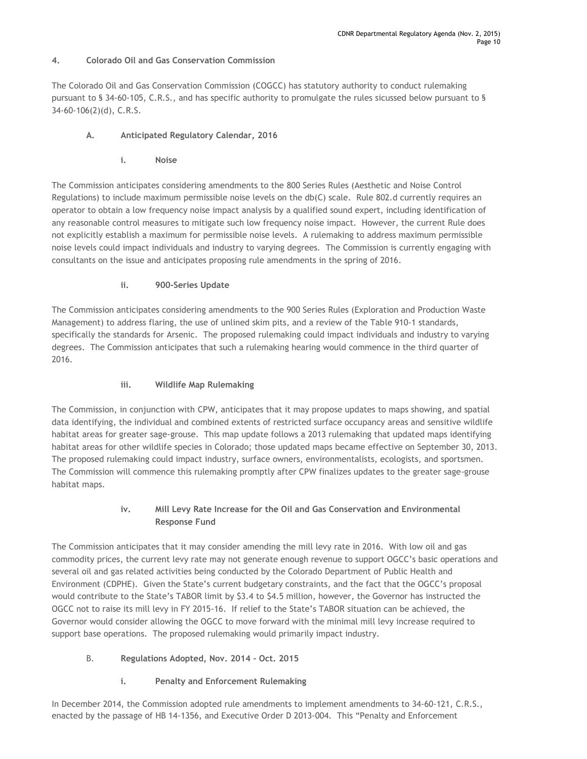## 4. Colorado Oil and Gas Conservation Commission

The Colorado Oil and Gas Conservation Commission (COGCC) has statutory authority to conduct rulemaking pursuant to § 34-60-105, C.R.S., and has specific authority to promulgate the rules sicussed below pursuant to § 34-60-106(2)(d), C.R.S.

### A. Anticipated Regulatory Calendar, 2016

#### i. Noise

The Commission anticipates considering amendments to the 800 Series Rules (Aesthetic and Noise Control Regulations) to include maximum permissible noise levels on the db(C) scale. Rule 802.d currently requires an operator to obtain a low frequency noise impact analysis by a qualified sound expert, including identification of any reasonable control measures to mitigate such low frequency noise impact. However, the current Rule does not explicitly establish a maximum for permissible noise levels. A rulemaking to address maximum permissible noise levels could impact individuals and industry to varying degrees. The Commission is currently engaging with consultants on the issue and anticipates proposing rule amendments in the spring of 2016.

#### ii. 900-Series Update

The Commission anticipates considering amendments to the 900 Series Rules (Exploration and Production Waste Management) to address flaring, the use of unlined skim pits, and a review of the Table 910-1 standards, specifically the standards for Arsenic. The proposed rulemaking could impact individuals and industry to varying degrees. The Commission anticipates that such a rulemaking hearing would commence in the third quarter of 2016.

#### iii. Wildlife Map Rulemaking

The Commission, in conjunction with CPW, anticipates that it may propose updates to maps showing, and spatial data identifying, the individual and combined extents of restricted surface occupancy areas and sensitive wildlife habitat areas for greater sage-grouse. This map update follows a 2013 rulemaking that updated maps identifying habitat areas for other wildlife species in Colorado; those updated maps became effective on September 30, 2013. The proposed rulemaking could impact industry, surface owners, environmentalists, ecologists, and sportsmen. The Commission will commence this rulemaking promptly after CPW finalizes updates to the greater sage-grouse habitat maps.

#### iv. Mill Levy Rate Increase for the Oil and Gas Conservation and Environmental Response Fund

The Commission anticipates that it may consider amending the mill levy rate in 2016. With low oil and gas commodity prices, the current levy rate may not generate enough revenue to support OGCC's basic operations and several oil and gas related activities being conducted by the Colorado Department of Public Health and Environment (CDPHE). Given the State's current budgetary constraints, and the fact that the OGCC's proposal would contribute to the State's TABOR limit by $3.4 to $4.5 million, however, the Governor has instructed the OGCC not to raise its mill levy in FY 2015-16. If relief to the State's TABOR situation can be achieved, the Governor would consider allowing the OGCC to move forward with the minimal mill levy increase required to support base operations. The proposed rulemaking would primarily impact industry.

### B. Regulations Adopted, Nov. 2014 – Oct. 2015

#### i. Penalty and Enforcement Rulemaking

In December 2014, the Commission adopted rule amendments to implement amendments to 34-60-121, C.R.S., enacted by the passage of HB 14-1356, and Executive Order D 2013-004. This "Penalty and Enforcement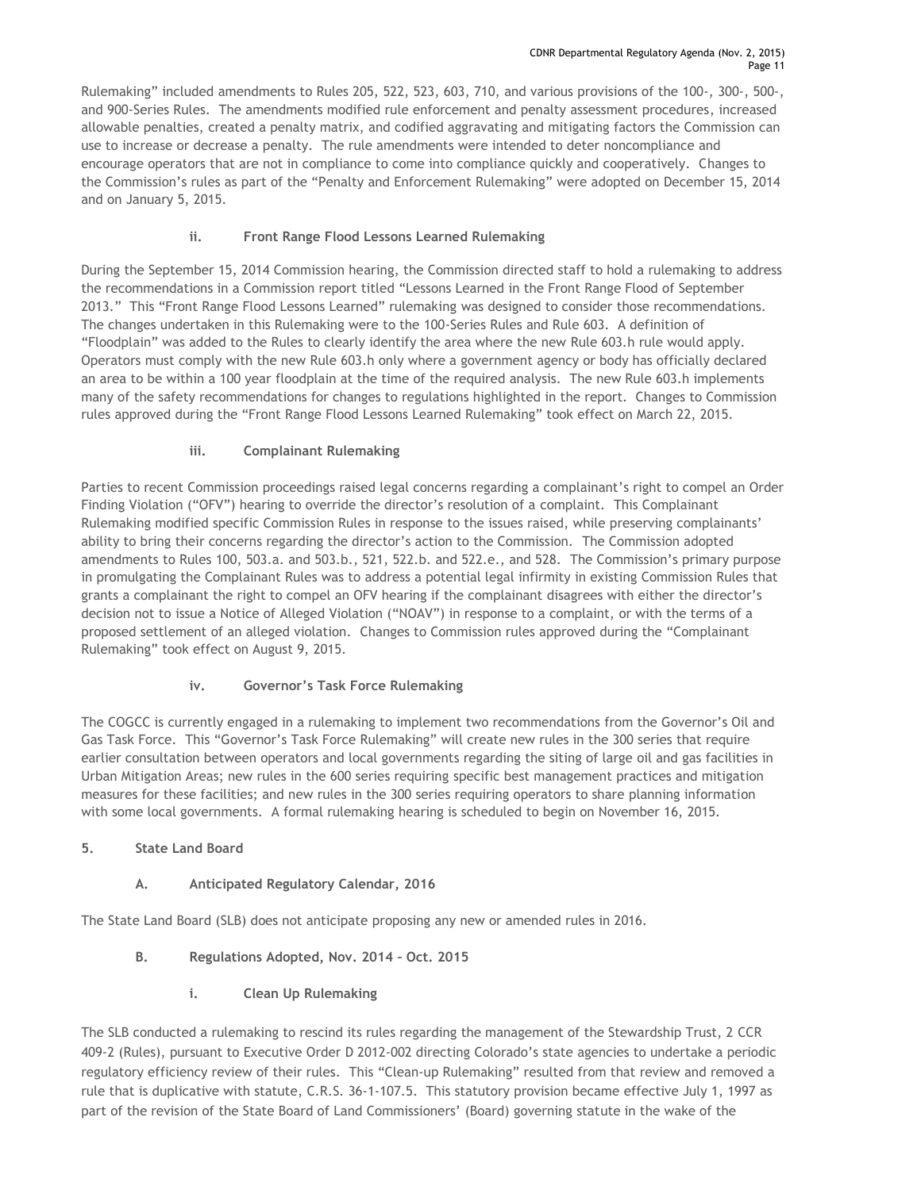Rulemaking" included amendments to Rules 205, 522, 523, 603, 710, and various provisions of the 100-, 300-, 500-, and 900-Series Rules. The amendments modified rule enforcement and penalty assessment procedures, increased allowable penalties, created a penalty matrix, and codified aggravating and mitigating factors the Commission can use to increase or decrease a penalty. The rule amendments were intended to deter noncompliance and encourage operators that are not in compliance to come into compliance quickly and cooperatively. Changes to the Commission's rules as part of the "Penalty and Enforcement Rulemaking" were adopted on December 15, 2014 and on January 5, 2015.

#### ii. Front Range Flood Lessons Learned Rulemaking

During the September 15, 2014 Commission hearing, the Commission directed staff to hold a rulemaking to address the recommendations in a Commission report titled "Lessons Learned in the Front Range Flood of September 2013." This "Front Range Flood Lessons Learned" rulemaking was designed to consider those recommendations. The changes undertaken in this Rulemaking were to the 100-Series Rules and Rule 603. A definition of "Floodplain" was added to the Rules to clearly identify the area where the new Rule 603.h rule would apply. Operators must comply with the new Rule 603.h only where a government agency or body has officially declared an area to be within a 100 year floodplain at the time of the required analysis. The new Rule 603.h implements many of the safety recommendations for changes to regulations highlighted in the report. Changes to Commission rules approved during the "Front Range Flood Lessons Learned Rulemaking" took effect on March 22, 2015.

#### iii. Complainant Rulemaking

Parties to recent Commission proceedings raised legal concerns regarding a complainant's right to compel an Order Finding Violation ("OFV") hearing to override the director's resolution of a complaint. This Complainant Rulemaking modified specific Commission Rules in response to the issues raised, while preserving complainants' ability to bring their concerns regarding the director's action to the Commission. The Commission adopted amendments to Rules 100, 503.a. and 503.b., 521, 522.b. and 522.e., and 528. The Commission's primary purpose in promulgating the Complainant Rules was to address a potential legal infirmity in existing Commission Rules that grants a complainant the right to compel an OFV hearing if the complainant disagrees with either the director's decision not to issue a Notice of Alleged Violation ("NOAV") in response to a complaint, or with the terms of a proposed settlement of an alleged violation. Changes to Commission rules approved during the "Complainant Rulemaking" took effect on August 9, 2015.

#### iv. Governor's Task Force Rulemaking

The COGCC is currently engaged in a rulemaking to implement two recommendations from the Governor's Oil and Gas Task Force. This "Governor's Task Force Rulemaking" will create new rules in the 300 series that require earlier consultation between operators and local governments regarding the siting of large oil and gas facilities in Urban Mitigation Areas; new rules in the 600 series requiring specific best management practices and mitigation measures for these facilities; and new rules in the 300 series requiring operators to share planning information with some local governments. A formal rulemaking hearing is scheduled to begin on November 16, 2015.

## 5. State Land Board

### A. Anticipated Regulatory Calendar, 2016

The State Land Board (SLB) does not anticipate proposing any new or amended rules in 2016.

### B. Regulations Adopted, Nov. 2014 – Oct. 2015

#### i. Clean Up Rulemaking

The SLB conducted a rulemaking to rescind its rules regarding the management of the Stewardship Trust, 2 CCR 409-2 (Rules), pursuant to Executive Order D 2012-002 directing Colorado's state agencies to undertake a periodic regulatory efficiency review of their rules. This "Clean-up Rulemaking" resulted from that review and removed a rule that is duplicative with statute, C.R.S. 36-1-107.5. This statutory provision became effective July 1, 1997 as part of the revision of the State Board of Land Commissioners' (Board) governing statute in the wake of the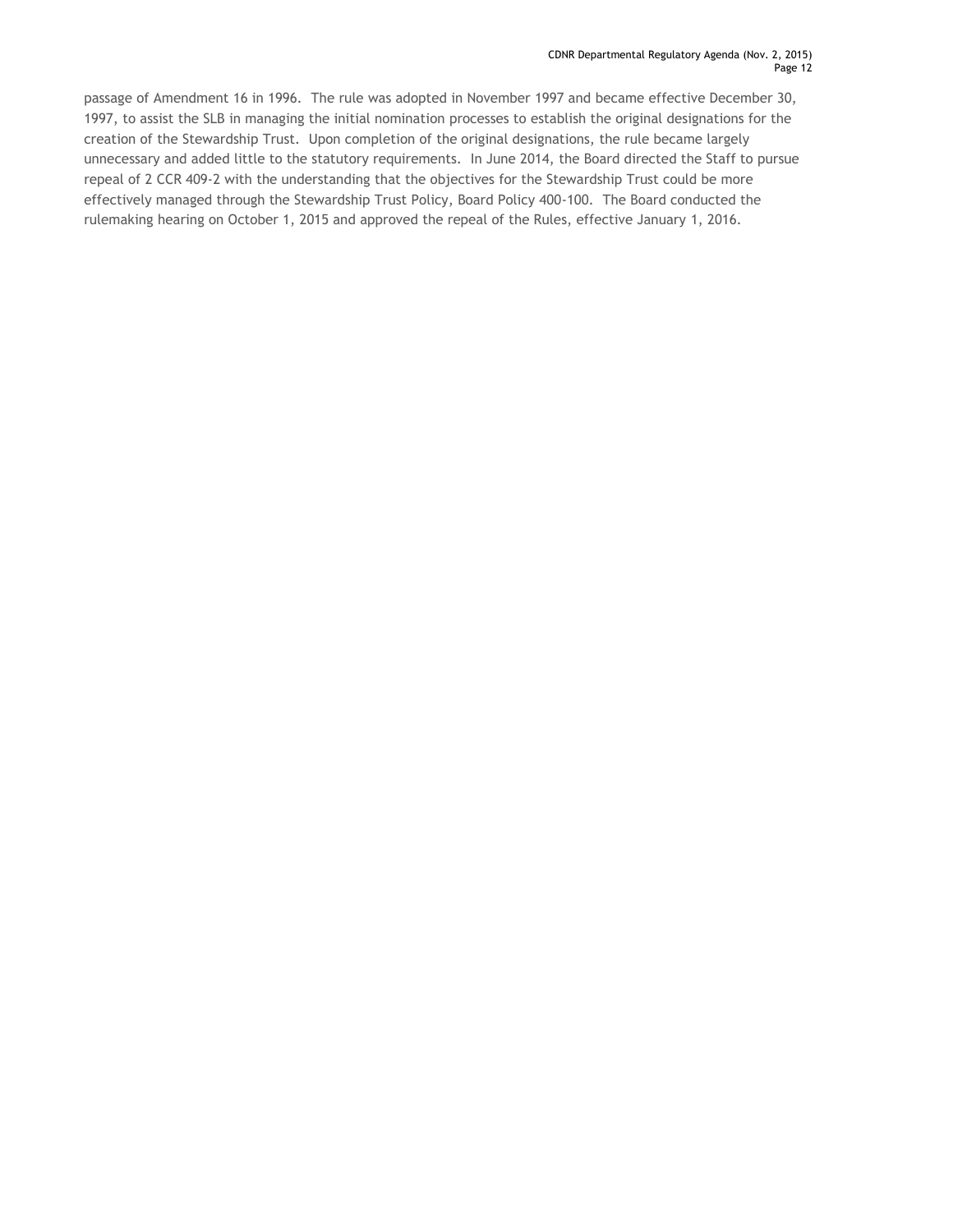passage of Amendment 16 in 1996. The rule was adopted in November 1997 and became effective December 30, 1997, to assist the SLB in managing the initial nomination processes to establish the original designations for the creation of the Stewardship Trust. Upon completion of the original designations, the rule became largely unnecessary and added little to the statutory requirements. In June 2014, the Board directed the Staff to pursue repeal of 2 CCR 409-2 with the understanding that the objectives for the Stewardship Trust could be more effectively managed through the Stewardship Trust Policy, Board Policy 400-100. The Board conducted the rulemaking hearing on October 1, 2015 and approved the repeal of the Rules, effective January 1, 2016.